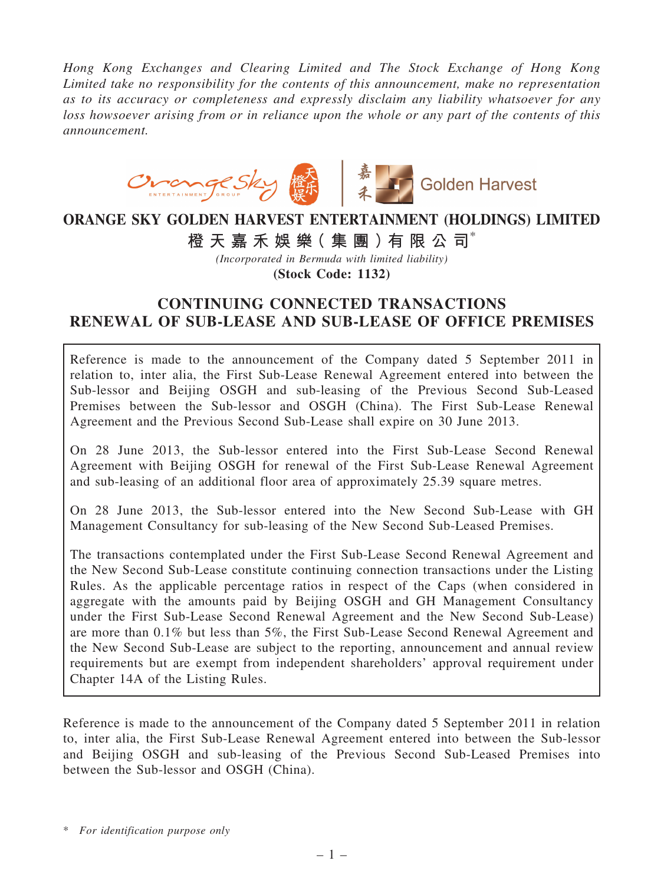*Hong Kong Exchanges and Clearing Limited and The Stock Exchange of Hong Kong Limited take no responsibility for the contents of this announcement, make no representation as to its accuracy or completeness and expressly disclaim any liability whatsoever for any loss howsoever arising from or in reliance upon the whole or any part of the contents of this announcement.*

# ORANGE SKY GOLDEN HARVEST ENTERTAINMENT (HOLDINGS) LIMITED

# 橙天嘉禾娛樂(集團)有限公司*

*(Incorporated in Bermuda with limited liability)*

**(Stock Code: 1132)**

## CONTINUING CONNECTED TRANSACTIONS
## RENEWAL OF SUB-LEASE AND SUB-LEASE OF OFFICE PREMISES

Reference is made to the announcement of the Company dated 5 September 2011 in relation to, inter alia, the First Sub-Lease Renewal Agreement entered into between the Sub-lessor and Beijing OSGH and sub-leasing of the Previous Second Sub-Leased Premises between the Sub-lessor and OSGH (China). The First Sub-Lease Renewal Agreement and the Previous Second Sub-Lease shall expire on 30 June 2013.

On 28 June 2013, the Sub-lessor entered into the First Sub-Lease Second Renewal Agreement with Beijing OSGH for renewal of the First Sub-Lease Renewal Agreement and sub-leasing of an additional floor area of approximately 25.39 square metres.

On 28 June 2013, the Sub-lessor entered into the New Second Sub-Lease with GH Management Consultancy for sub-leasing of the New Second Sub-Leased Premises.

The transactions contemplated under the First Sub-Lease Second Renewal Agreement and the New Second Sub-Lease constitute continuing connection transactions under the Listing Rules. As the applicable percentage ratios in respect of the Caps (when considered in aggregate with the amounts paid by Beijing OSGH and GH Management Consultancy under the First Sub-Lease Second Renewal Agreement and the New Second Sub-Lease) are more than 0.1% but less than 5%, the First Sub-Lease Second Renewal Agreement and the New Second Sub-Lease are subject to the reporting, announcement and annual review requirements but are exempt from independent shareholders' approval requirement under Chapter 14A of the Listing Rules.

Reference is made to the announcement of the Company dated 5 September 2011 in relation to, inter alia, the First Sub-Lease Renewal Agreement entered into between the Sub-lessor and Beijing OSGH and sub-leasing of the Previous Second Sub-Leased Premises into between the Sub-lessor and OSGH (China).

\* *For identification purpose only*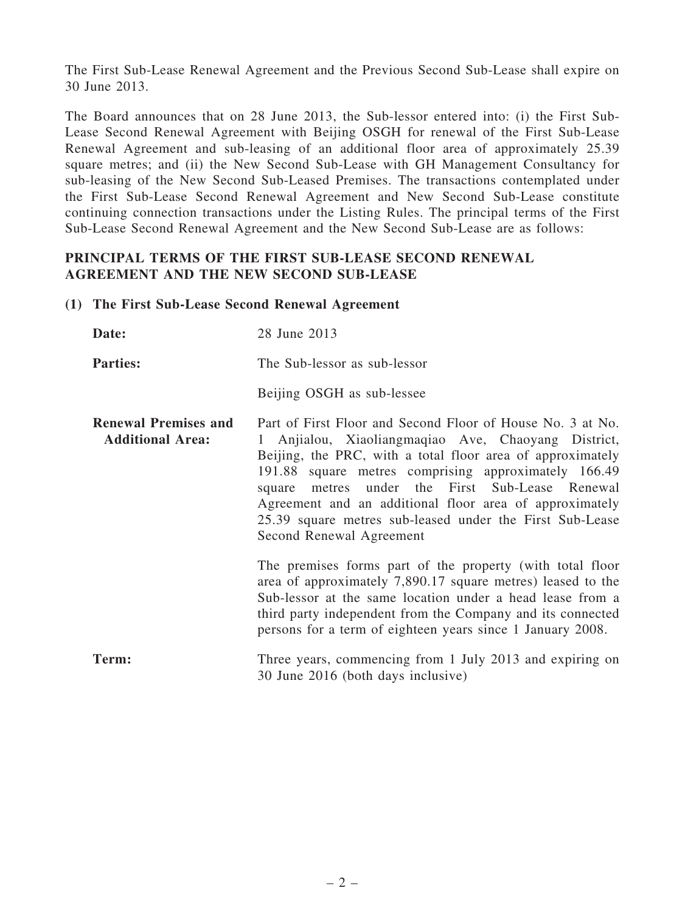The First Sub-Lease Renewal Agreement and the Previous Second Sub-Lease shall expire on 30 June 2013.

The Board announces that on 28 June 2013, the Sub-lessor entered into: (i) the First Sub-Lease Second Renewal Agreement with Beijing OSGH for renewal of the First Sub-Lease Renewal Agreement and sub-leasing of an additional floor area of approximately 25.39 square metres; and (ii) the New Second Sub-Lease with GH Management Consultancy for sub-leasing of the New Second Sub-Leased Premises. The transactions contemplated under the First Sub-Lease Second Renewal Agreement and New Second Sub-Lease constitute continuing connection transactions under the Listing Rules. The principal terms of the First Sub-Lease Second Renewal Agreement and the New Second Sub-Lease are as follows:

## PRINCIPAL TERMS OF THE FIRST SUB-LEASE SECOND RENEWAL AGREEMENT AND THE NEW SECOND SUB-LEASE

### (1) The First Sub-Lease Second Renewal Agreement

**Date:** 28 June 2013

**Parties:** The Sub-lessor as sub-lessor

Beijing OSGH as sub-lessee

**Renewal Premises and Additional Area:** Part of First Floor and Second Floor of House No. 3 at No. 1 Anjialou, Xiaoliangmaqiao Ave, Chaoyang District, Beijing, the PRC, with a total floor area of approximately 191.88 square metres comprising approximately 166.49 square metres under the First Sub-Lease Renewal Agreement and an additional floor area of approximately 25.39 square metres sub-leased under the First Sub-Lease Second Renewal Agreement

The premises forms part of the property (with total floor area of approximately 7,890.17 square metres) leased to the Sub-lessor at the same location under a head lease from a third party independent from the Company and its connected persons for a term of eighteen years since 1 January 2008.

**Term:** Three years, commencing from 1 July 2013 and expiring on 30 June 2016 (both days inclusive)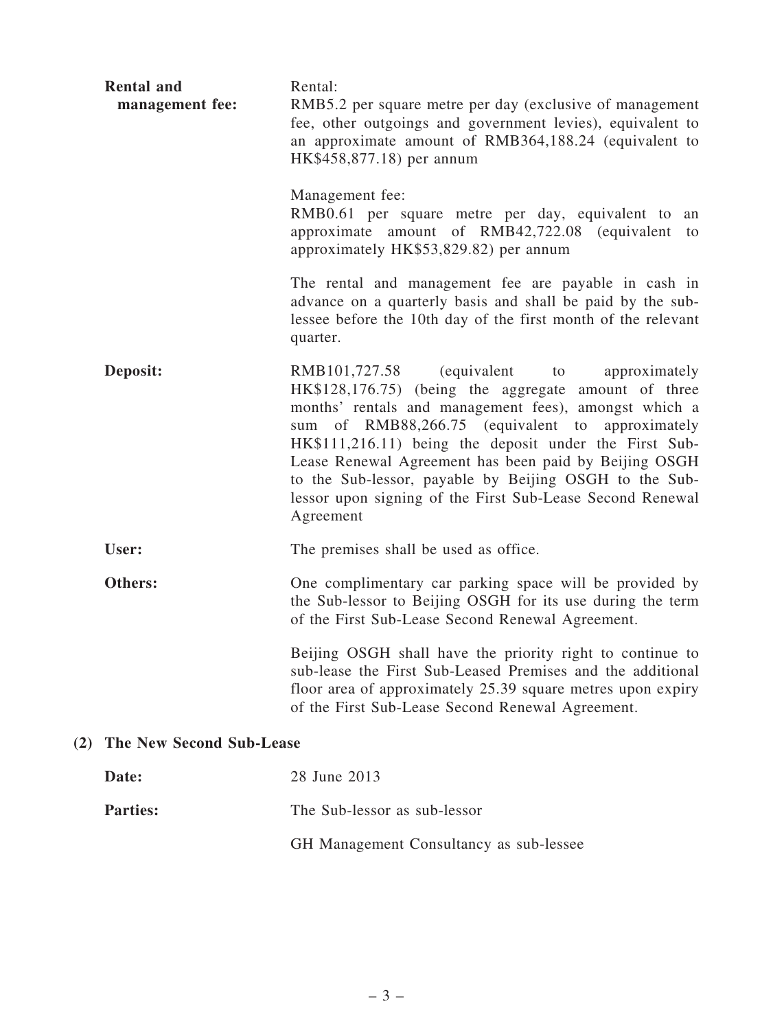| | |
|---|---|
| **Rental and management fee:** | Rental:<br>RMB5.2 per square metre per day (exclusive of management fee, other outgoings and government levies), equivalent to an approximate amount of RMB364,188.24 (equivalent to HK$458,877.18) per annum<br><br>Management fee:<br>RMB0.61 per square metre per day, equivalent to an approximate amount of RMB42,722.08 (equivalent to approximately HK$53,829.82) per annum<br><br>The rental and management fee are payable in cash in advance on a quarterly basis and shall be paid by the sub-lessee before the 10th day of the first month of the relevant quarter. |
| **Deposit:** | RMB101,727.58 (equivalent to approximately HK$128,176.75) (being the aggregate amount of three months' rentals and management fees), amongst which a sum of RMB88,266.75 (equivalent to approximately HK$111,216.11) being the deposit under the First Sub-Lease Renewal Agreement has been paid by Beijing OSGH to the Sub-lessor, payable by Beijing OSGH to the Sub-lessor upon signing of the First Sub-Lease Second Renewal Agreement |
| **User:** | The premises shall be used as office. |
| **Others:** | One complimentary car parking space will be provided by the Sub-lessor to Beijing OSGH for its use during the term of the First Sub-Lease Second Renewal Agreement.<br><br>Beijing OSGH shall have the priority right to continue to sub-lease the First Sub-Leased Premises and the additional floor area of approximately 25.39 square metres upon expiry of the First Sub-Lease Second Renewal Agreement. |

**(2) The New Second Sub-Lease**

| | |
|---|---|
| **Date:** | 28 June 2013 |
| **Parties:** | The Sub-lessor as sub-lessor<br><br>GH Management Consultancy as sub-lessee |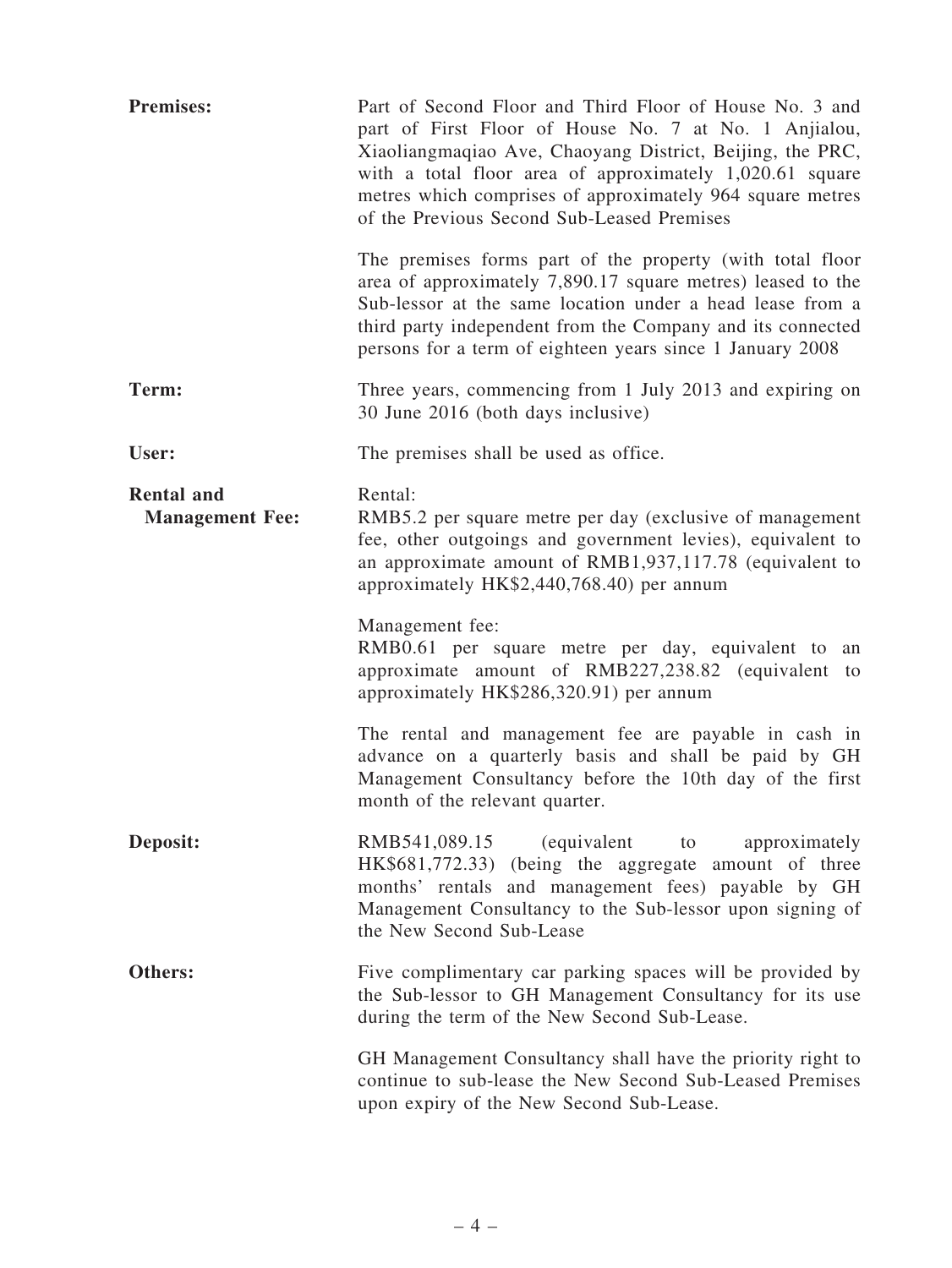| | |
|---|---|
| **Premises:** | Part of Second Floor and Third Floor of House No. 3 and part of First Floor of House No. 7 at No. 1 Anjialou, Xiaoliangmaqiao Ave, Chaoyang District, Beijing, the PRC, with a total floor area of approximately 1,020.61 square metres which comprises of approximately 964 square metres of the Previous Second Sub-Leased Premises<br><br>The premises forms part of the property (with total floor area of approximately 7,890.17 square metres) leased to the Sub-lessor at the same location under a head lease from a third party independent from the Company and its connected persons for a term of eighteen years since 1 January 2008 |
| **Term:** | Three years, commencing from 1 July 2013 and expiring on 30 June 2016 (both days inclusive) |
| **User:** | The premises shall be used as office. |
| **Rental and Management Fee:** | Rental:<br>RMB5.2 per square metre per day (exclusive of management fee, other outgoings and government levies), equivalent to an approximate amount of RMB1,937,117.78 (equivalent to approximately HK$2,440,768.40) per annum<br><br>Management fee:<br>RMB0.61 per square metre per day, equivalent to an approximate amount of RMB227,238.82 (equivalent to approximately HK$286,320.91) per annum<br><br>The rental and management fee are payable in cash in advance on a quarterly basis and shall be paid by GH Management Consultancy before the 10th day of the first month of the relevant quarter. |
| **Deposit:** | RMB541,089.15 (equivalent to approximately HK$681,772.33) (being the aggregate amount of three months' rentals and management fees) payable by GH Management Consultancy to the Sub-lessor upon signing of the New Second Sub-Lease |
| **Others:** | Five complimentary car parking spaces will be provided by the Sub-lessor to GH Management Consultancy for its use during the term of the New Second Sub-Lease.<br><br>GH Management Consultancy shall have the priority right to continue to sub-lease the New Second Sub-Leased Premises upon expiry of the New Second Sub-Lease. |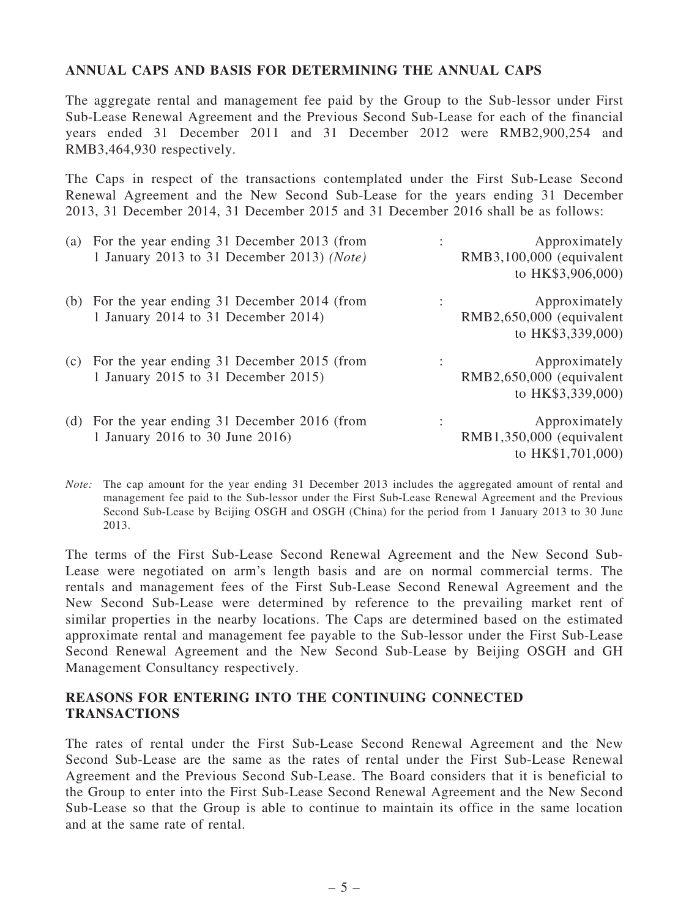## ANNUAL CAPS AND BASIS FOR DETERMINING THE ANNUAL CAPS

The aggregate rental and management fee paid by the Group to the Sub-lessor under First Sub-Lease Renewal Agreement and the Previous Second Sub-Lease for each of the financial years ended 31 December 2011 and 31 December 2012 were RMB2,900,254 and RMB3,464,930 respectively.

The Caps in respect of the transactions contemplated under the First Sub-Lease Second Renewal Agreement and the New Second Sub-Lease for the years ending 31 December 2013, 31 December 2014, 31 December 2015 and 31 December 2016 shall be as follows:

| | | | |
|---|---|---|---|
| (a) | For the year ending 31 December 2013 (from 1 January 2013 to 31 December 2013) *(Note)* | : | Approximately RMB3,100,000 (equivalent to HK$3,906,000) |
| (b) | For the year ending 31 December 2014 (from 1 January 2014 to 31 December 2014) | : | Approximately RMB2,650,000 (equivalent to HK$3,339,000) |
| (c) | For the year ending 31 December 2015 (from 1 January 2015 to 31 December 2015) | : | Approximately RMB2,650,000 (equivalent to HK$3,339,000) |
| (d) | For the year ending 31 December 2016 (from 1 January 2016 to 30 June 2016) | : | Approximately RMB1,350,000 (equivalent to HK$1,701,000) |

*Note:* The cap amount for the year ending 31 December 2013 includes the aggregated amount of rental and management fee paid to the Sub-lessor under the First Sub-Lease Renewal Agreement and the Previous Second Sub-Lease by Beijing OSGH and OSGH (China) for the period from 1 January 2013 to 30 June 2013.

The terms of the First Sub-Lease Second Renewal Agreement and the New Second Sub-Lease were negotiated on arm's length basis and are on normal commercial terms. The rentals and management fees of the First Sub-Lease Second Renewal Agreement and the New Second Sub-Lease were determined by reference to the prevailing market rent of similar properties in the nearby locations. The Caps are determined based on the estimated approximate rental and management fee payable to the Sub-lessor under the First Sub-Lease Second Renewal Agreement and the New Second Sub-Lease by Beijing OSGH and GH Management Consultancy respectively.

## REASONS FOR ENTERING INTO THE CONTINUING CONNECTED TRANSACTIONS

The rates of rental under the First Sub-Lease Second Renewal Agreement and the New Second Sub-Lease are the same as the rates of rental under the First Sub-Lease Renewal Agreement and the Previous Second Sub-Lease. The Board considers that it is beneficial to the Group to enter into the First Sub-Lease Second Renewal Agreement and the New Second Sub-Lease so that the Group is able to continue to maintain its office in the same location and at the same rate of rental.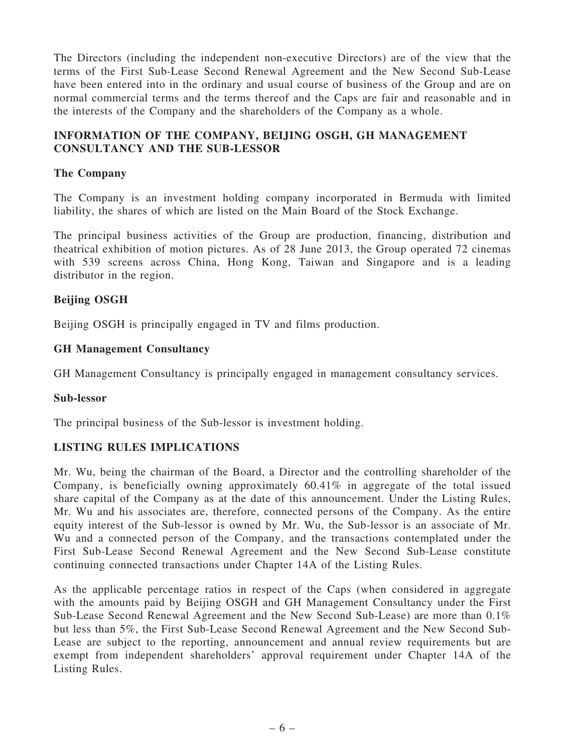The Directors (including the independent non-executive Directors) are of the view that the terms of the First Sub-Lease Second Renewal Agreement and the New Second Sub-Lease have been entered into in the ordinary and usual course of business of the Group and are on normal commercial terms and the terms thereof and the Caps are fair and reasonable and in the interests of the Company and the shareholders of the Company as a whole.

## INFORMATION OF THE COMPANY, BEIJING OSGH, GH MANAGEMENT CONSULTANCY AND THE SUB-LESSOR

### The Company

The Company is an investment holding company incorporated in Bermuda with limited liability, the shares of which are listed on the Main Board of the Stock Exchange.

The principal business activities of the Group are production, financing, distribution and theatrical exhibition of motion pictures. As of 28 June 2013, the Group operated 72 cinemas with 539 screens across China, Hong Kong, Taiwan and Singapore and is a leading distributor in the region.

### Beijing OSGH

Beijing OSGH is principally engaged in TV and films production.

### GH Management Consultancy

GH Management Consultancy is principally engaged in management consultancy services.

### Sub-lessor

The principal business of the Sub-lessor is investment holding.

## LISTING RULES IMPLICATIONS

Mr. Wu, being the chairman of the Board, a Director and the controlling shareholder of the Company, is beneficially owning approximately 60.41% in aggregate of the total issued share capital of the Company as at the date of this announcement. Under the Listing Rules, Mr. Wu and his associates are, therefore, connected persons of the Company. As the entire equity interest of the Sub-lessor is owned by Mr. Wu, the Sub-lessor is an associate of Mr. Wu and a connected person of the Company, and the transactions contemplated under the First Sub-Lease Second Renewal Agreement and the New Second Sub-Lease constitute continuing connected transactions under Chapter 14A of the Listing Rules.

As the applicable percentage ratios in respect of the Caps (when considered in aggregate with the amounts paid by Beijing OSGH and GH Management Consultancy under the First Sub-Lease Second Renewal Agreement and the New Second Sub-Lease) are more than 0.1% but less than 5%, the First Sub-Lease Second Renewal Agreement and the New Second Sub-Lease are subject to the reporting, announcement and annual review requirements but are exempt from independent shareholders' approval requirement under Chapter 14A of the Listing Rules.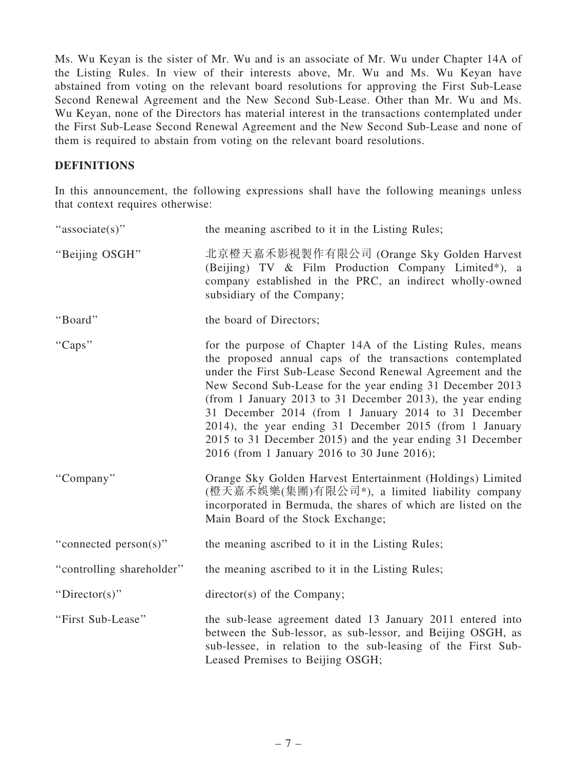Ms. Wu Keyan is the sister of Mr. Wu and is an associate of Mr. Wu under Chapter 14A of the Listing Rules. In view of their interests above, Mr. Wu and Ms. Wu Keyan have abstained from voting on the relevant board resolutions for approving the First Sub-Lease Second Renewal Agreement and the New Second Sub-Lease. Other than Mr. Wu and Ms. Wu Keyan, none of the Directors has material interest in the transactions contemplated under the First Sub-Lease Second Renewal Agreement and the New Second Sub-Lease and none of them is required to abstain from voting on the relevant board resolutions.

## DEFINITIONS

In this announcement, the following expressions shall have the following meanings unless that context requires otherwise:

| | |
|---|---|
| "associate(s)" | the meaning ascribed to it in the Listing Rules; |
| "Beijing OSGH" | 北京橙天嘉禾影視製作有限公司 (Orange Sky Golden Harvest (Beijing) TV & Film Production Company Limited*), a company established in the PRC, an indirect wholly-owned subsidiary of the Company; |
| "Board" | the board of Directors; |
| "Caps" | for the purpose of Chapter 14A of the Listing Rules, means the proposed annual caps of the transactions contemplated under the First Sub-Lease Second Renewal Agreement and the New Second Sub-Lease for the year ending 31 December 2013 (from 1 January 2013 to 31 December 2013), the year ending 31 December 2014 (from 1 January 2014 to 31 December 2014), the year ending 31 December 2015 (from 1 January 2015 to 31 December 2015) and the year ending 31 December 2016 (from 1 January 2016 to 30 June 2016); |
| "Company" | Orange Sky Golden Harvest Entertainment (Holdings) Limited (橙天嘉禾娛樂(集團)有限公司*), a limited liability company incorporated in Bermuda, the shares of which are listed on the Main Board of the Stock Exchange; |
| "connected person(s)" | the meaning ascribed to it in the Listing Rules; |
| "controlling shareholder" | the meaning ascribed to it in the Listing Rules; |
| "Director(s)" | director(s) of the Company; |
| "First Sub-Lease" | the sub-lease agreement dated 13 January 2011 entered into between the Sub-lessor, as sub-lessor, and Beijing OSGH, as sub-lessee, in relation to the sub-leasing of the First Sub-Leased Premises to Beijing OSGH; |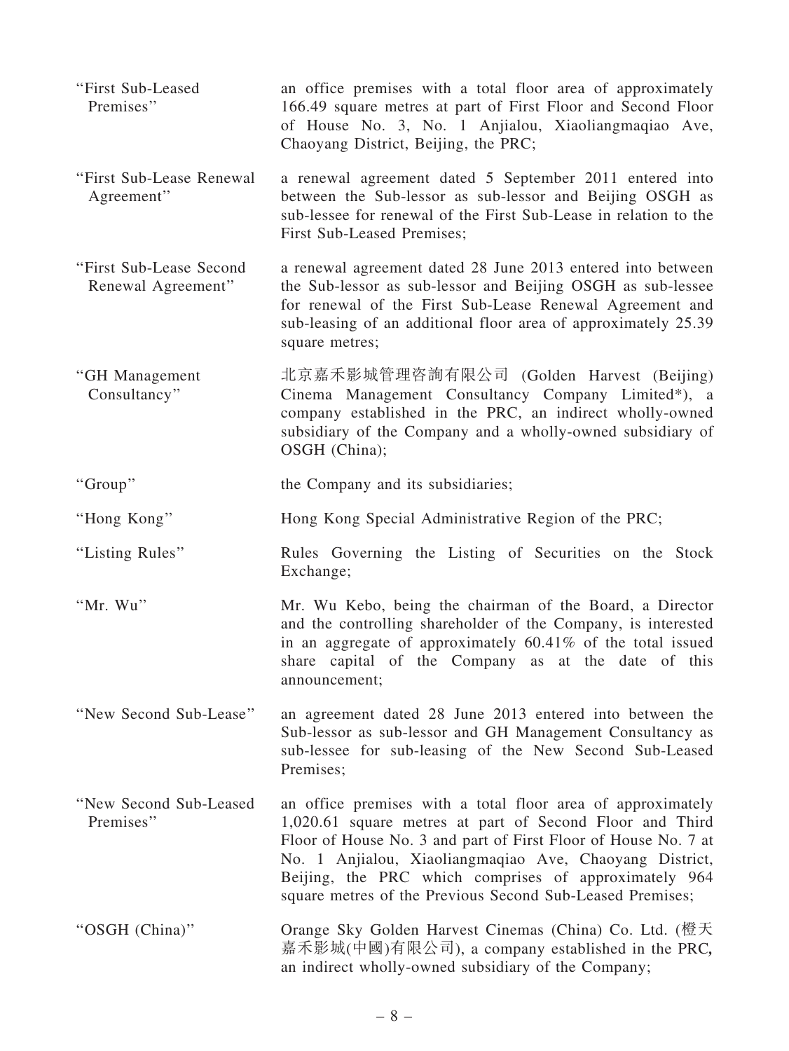| | |
|---|---|
| "First Sub-Leased Premises" | an office premises with a total floor area of approximately 166.49 square metres at part of First Floor and Second Floor of House No. 3, No. 1 Anjialou, Xiaoliangmaqiao Ave, Chaoyang District, Beijing, the PRC; |
| "First Sub-Lease Renewal Agreement" | a renewal agreement dated 5 September 2011 entered into between the Sub-lessor as sub-lessor and Beijing OSGH as sub-lessee for renewal of the First Sub-Lease in relation to the First Sub-Leased Premises; |
| "First Sub-Lease Second Renewal Agreement" | a renewal agreement dated 28 June 2013 entered into between the Sub-lessor as sub-lessor and Beijing OSGH as sub-lessee for renewal of the First Sub-Lease Renewal Agreement and sub-leasing of an additional floor area of approximately 25.39 square metres; |
| "GH Management Consultancy" | 北京嘉禾影城管理咨詢有限公司 (Golden Harvest (Beijing) Cinema Management Consultancy Company Limited*), a company established in the PRC, an indirect wholly-owned subsidiary of the Company and a wholly-owned subsidiary of OSGH (China); |
| "Group" | the Company and its subsidiaries; |
| "Hong Kong" | Hong Kong Special Administrative Region of the PRC; |
| "Listing Rules" | Rules Governing the Listing of Securities on the Stock Exchange; |
| "Mr. Wu" | Mr. Wu Kebo, being the chairman of the Board, a Director and the controlling shareholder of the Company, is interested in an aggregate of approximately 60.41% of the total issued share capital of the Company as at the date of this announcement; |
| "New Second Sub-Lease" | an agreement dated 28 June 2013 entered into between the Sub-lessor as sub-lessor and GH Management Consultancy as sub-lessee for sub-leasing of the New Second Sub-Leased Premises; |
| "New Second Sub-Leased Premises" | an office premises with a total floor area of approximately 1,020.61 square metres at part of Second Floor and Third Floor of House No. 3 and part of First Floor of House No. 7 at No. 1 Anjialou, Xiaoliangmaqiao Ave, Chaoyang District, Beijing, the PRC which comprises of approximately 964 square metres of the Previous Second Sub-Leased Premises; |
| "OSGH (China)" | Orange Sky Golden Harvest Cinemas (China) Co. Ltd. (橙天嘉禾影城(中國)有限公司), a company established in the PRC, an indirect wholly-owned subsidiary of the Company; |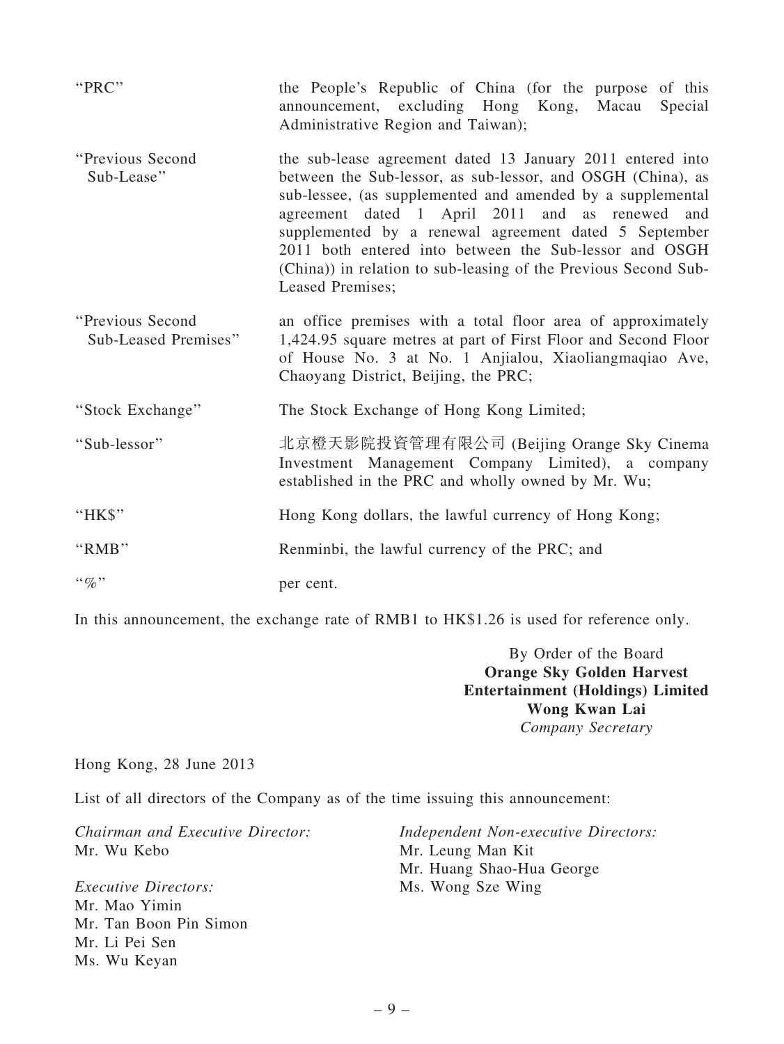| | |
|---|---|
| "PRC" | the People's Republic of China (for the purpose of this announcement, excluding Hong Kong, Macau Special Administrative Region and Taiwan); |
| "Previous Second Sub-Lease" | the sub-lease agreement dated 13 January 2011 entered into between the Sub-lessor, as sub-lessor, and OSGH (China), as sub-lessee, (as supplemented and amended by a supplemental agreement dated 1 April 2011 and as renewed and supplemented by a renewal agreement dated 5 September 2011 both entered into between the Sub-lessor and OSGH (China)) in relation to sub-leasing of the Previous Second Sub-Leased Premises; |
| "Previous Second Sub-Leased Premises" | an office premises with a total floor area of approximately 1,424.95 square metres at part of First Floor and Second Floor of House No. 3 at No. 1 Anjialou, Xiaoliangmaqiao Ave, Chaoyang District, Beijing, the PRC; |
| "Stock Exchange" | The Stock Exchange of Hong Kong Limited; |
| "Sub-lessor" | 北京橙天影院投資管理有限公司 (Beijing Orange Sky Cinema Investment Management Company Limited), a company established in the PRC and wholly owned by Mr. Wu; |
| "HK$" | Hong Kong dollars, the lawful currency of Hong Kong; |
| "RMB" | Renminbi, the lawful currency of the PRC; and |
| "%" | per cent. |

In this announcement, the exchange rate of RMB1 to HK$1.26 is used for reference only.

By Order of the Board
**Orange Sky Golden Harvest Entertainment (Holdings) Limited**
**Wong Kwan Lai**
*Company Secretary*

Hong Kong, 28 June 2013

List of all directors of the Company as of the time issuing this announcement:

*Chairman and Executive Director:*
Mr. Wu Kebo

*Executive Directors:*
Mr. Mao Yimin
Mr. Tan Boon Pin Simon
Mr. Li Pei Sen
Ms. Wu Keyan

*Independent Non-executive Directors:*
Mr. Leung Man Kit
Mr. Huang Shao-Hua George
Ms. Wong Sze Wing